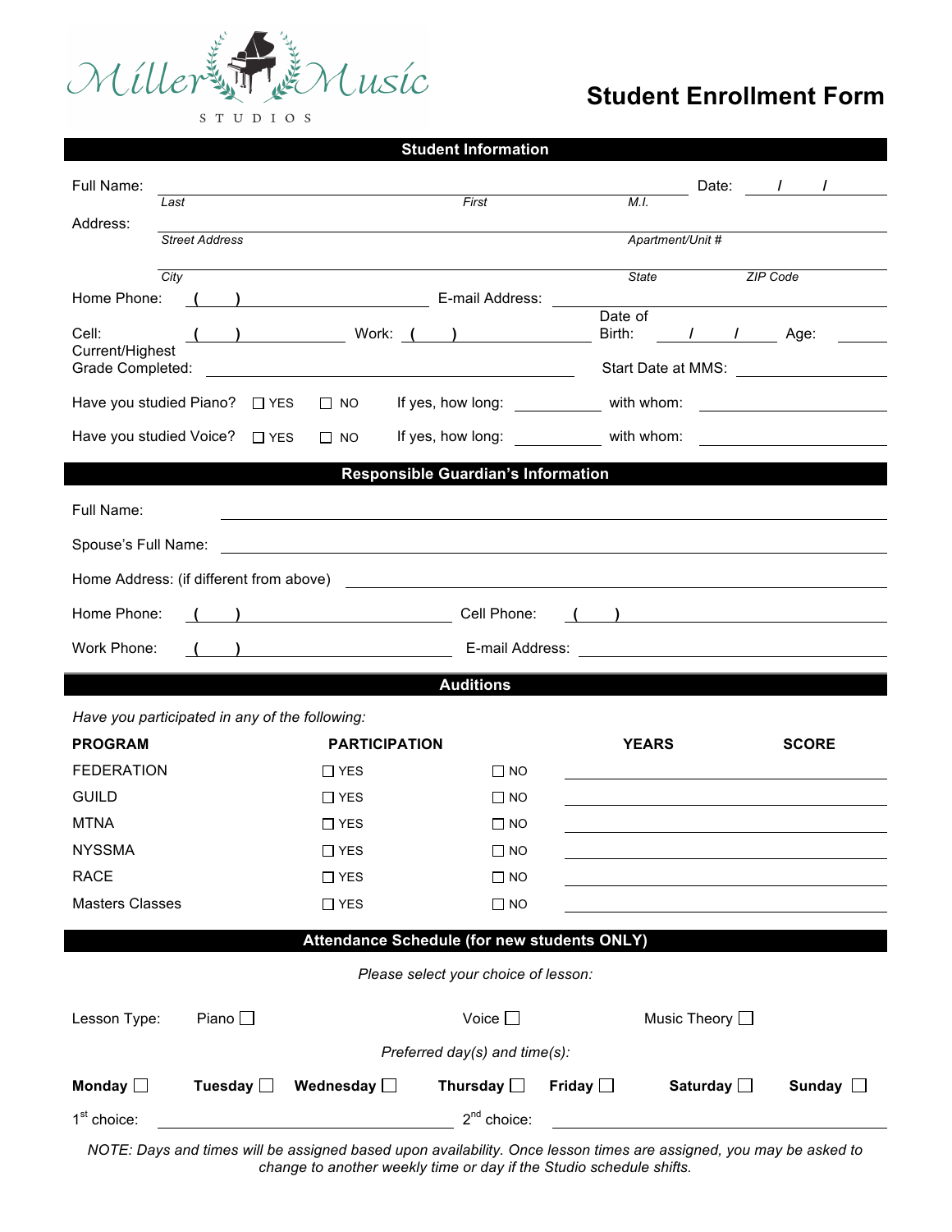Miller Music STUDIOS

# Student Enrollment Form

## Student Information

Full Name: ______________________________________________ Date: ___/___/___
*Last* *First* *M.I.*

Address: ______________________________________________
*Street Address* *Apartment/Unit #*

______________________________________________
*City* *State* *ZIP Code*

Home Phone: ( ) ______________ E-mail Address: ______________

Cell: ( ) ______________ Work: ( ) ______________ Date of Birth: ___/___/___ Age: ______

Current/Highest Grade Completed: ______________ Start Date at MMS: ______________

Have you studied Piano? ☐ YES ☐ NO If yes, how long: __________ with whom: ______________

Have you studied Voice? ☐ YES ☐ NO If yes, how long: __________ with whom: ______________

## Responsible Guardian's Information

Full Name: ______________________________________________

Spouse's Full Name: ______________________________________________

Home Address: (if different from above) ______________________________________________

Home Phone: ( ) ______________ Cell Phone: ( ) ______________

Work Phone: ( ) ______________ E-mail Address: ______________

## Auditions

*Have you participated in any of the following:*

| PROGRAM | PARTICIPATION | | YEARS | SCORE |
|---|---|---|---|---|
| FEDERATION | ☐ YES | ☐ NO | | |
| GUILD | ☐ YES | ☐ NO | | |
| MTNA | ☐ YES | ☐ NO | | |
| NYSSMA | ☐ YES | ☐ NO | | |
| RACE | ☐ YES | ☐ NO | | |
| Masters Classes | ☐ YES | ☐ NO | | |

## Attendance Schedule (for new students ONLY)

*Please select your choice of lesson:*

Lesson Type: Piano ☐ Voice ☐ Music Theory ☐

*Preferred day(s) and time(s):*

**Monday** ☐ **Tuesday** ☐ **Wednesday** ☐ **Thursday** ☐ **Friday** ☐ **Saturday** ☐ **Sunday** ☐

1st choice: ______________ 2nd choice: ______________

*NOTE: Days and times will be assigned based upon availability. Once lesson times are assigned, you may be asked to change to another weekly time or day if the Studio schedule shifts.*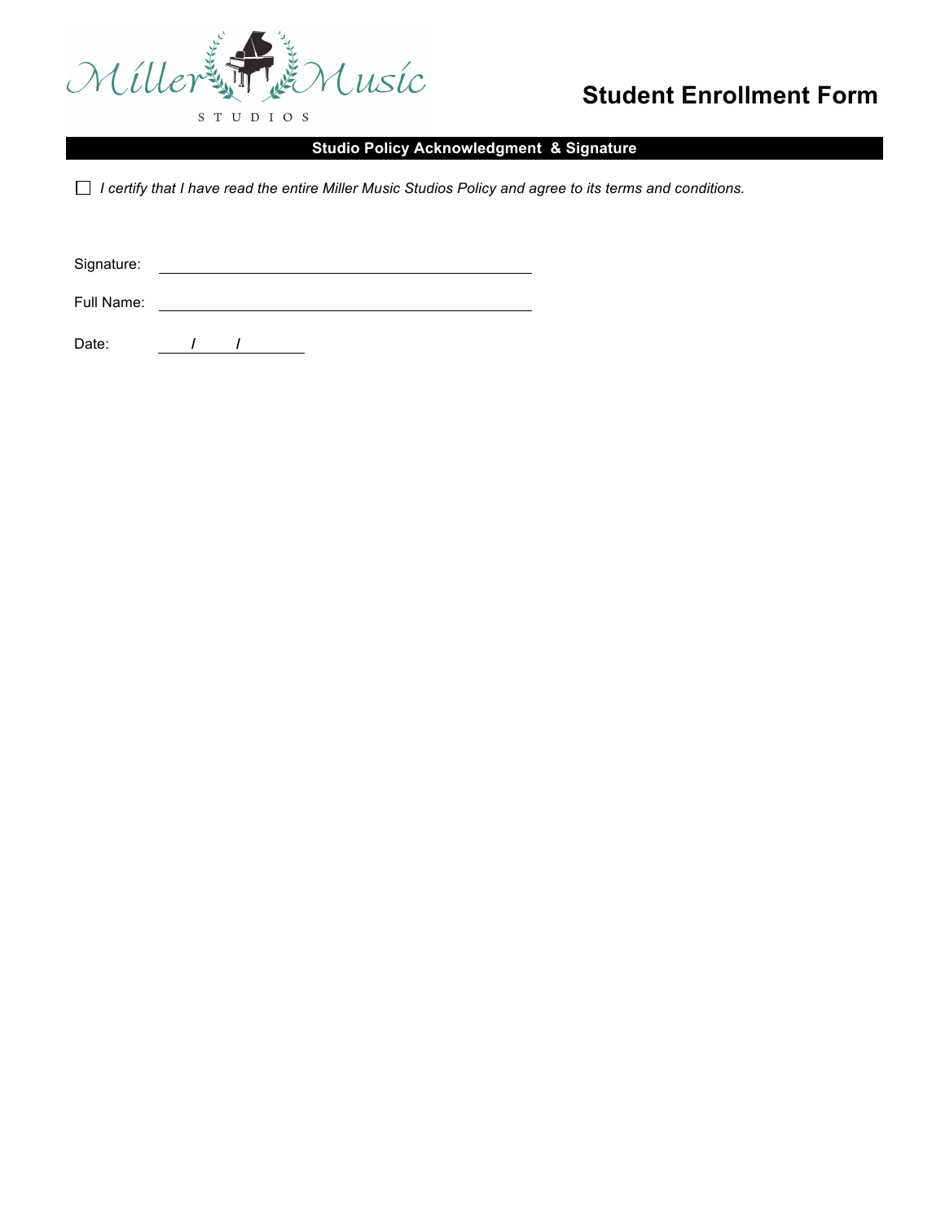Miller Music STUDIOS

# Student Enrollment Form

## Studio Policy Acknowledgment & Signature

☐ *I certify that I have read the entire Miller Music Studios Policy and agree to its terms and conditions.*

Signature: ______________________________

Full Name: ______________________________

Date: ____ / ____ / ________